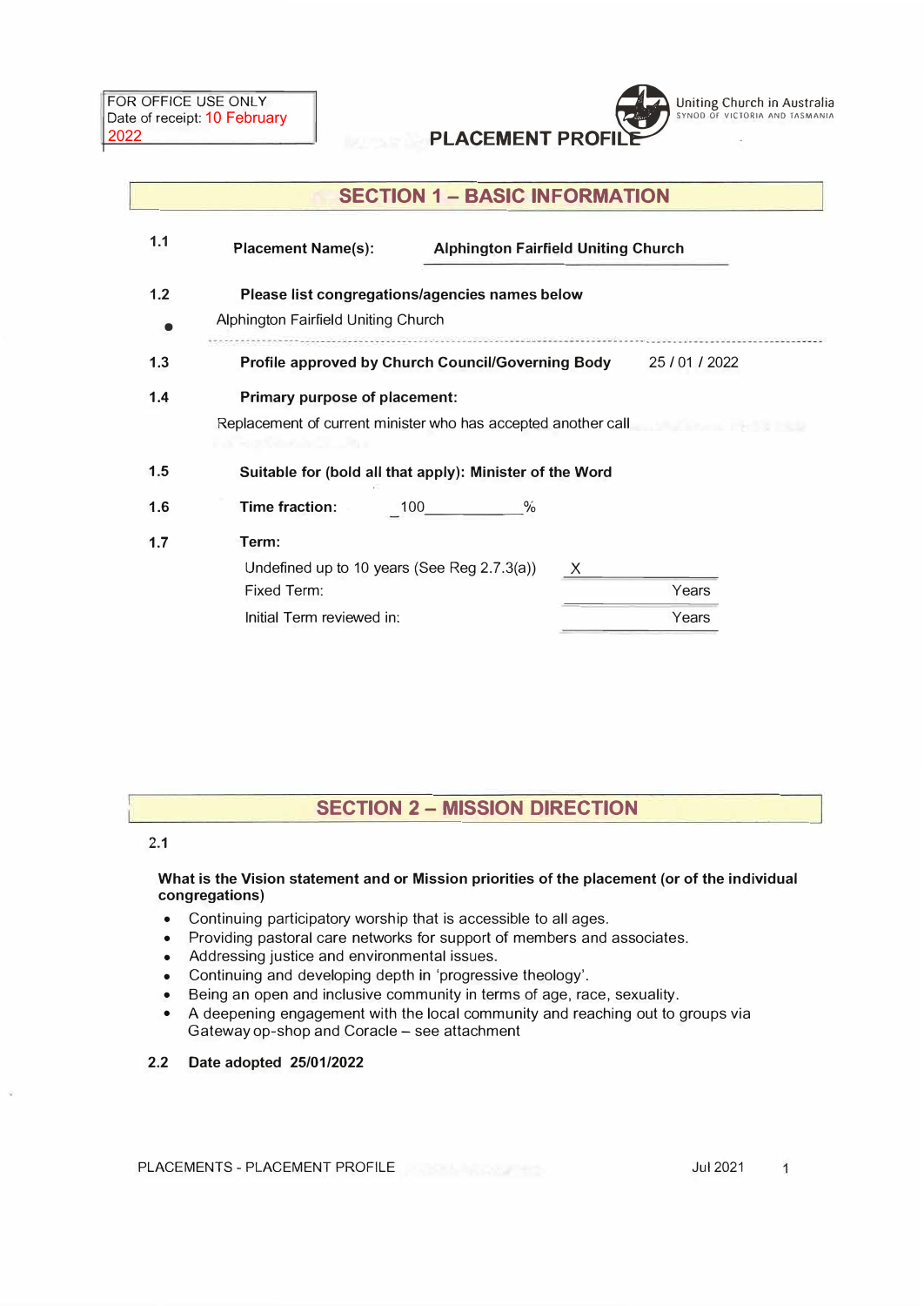FOR OFFICE USE ONLY
Date of receipt: 10 February 2022

Uniting Church in Australia
SYNOD OF VICTORIA AND TASMANIA

# PLACEMENT PROFILE

## SECTION 1 – BASIC INFORMATION

**1.1** **Placement Name(s):** **Alphington Fairfield Uniting Church**

**1.2** **Please list congregations/agencies names below**

- Alphington Fairfield Uniting Church

**1.3** **Profile approved by Church Council/Governing Body** 25 / 01 / 2022

**1.4** **Primary purpose of placement:**

Replacement of current minister who has accepted another call

**1.5** **Suitable for (bold all that apply): Minister of the Word**

**1.6** **Time fraction:** 100 %

**1.7** **Term:**

| | |
|---|---|
| Undefined up to 10 years (See Reg 2.7.3(a)) | X |
| Fixed Term: | Years |
| Initial Term reviewed in: | Years |

## SECTION 2 – MISSION DIRECTION

2.1

**What is the Vision statement and or Mission priorities of the placement (or of the individual congregations)**

- Continuing participatory worship that is accessible to all ages.
- Providing pastoral care networks for support of members and associates.
- Addressing justice and environmental issues.
- Continuing and developing depth in 'progressive theology'.
- Being an open and inclusive community in terms of age, race, sexuality.
- A deepening engagement with the local community and reaching out to groups via Gateway op-shop and Coracle – see attachment

**2.2** **Date adopted 25/01/2022**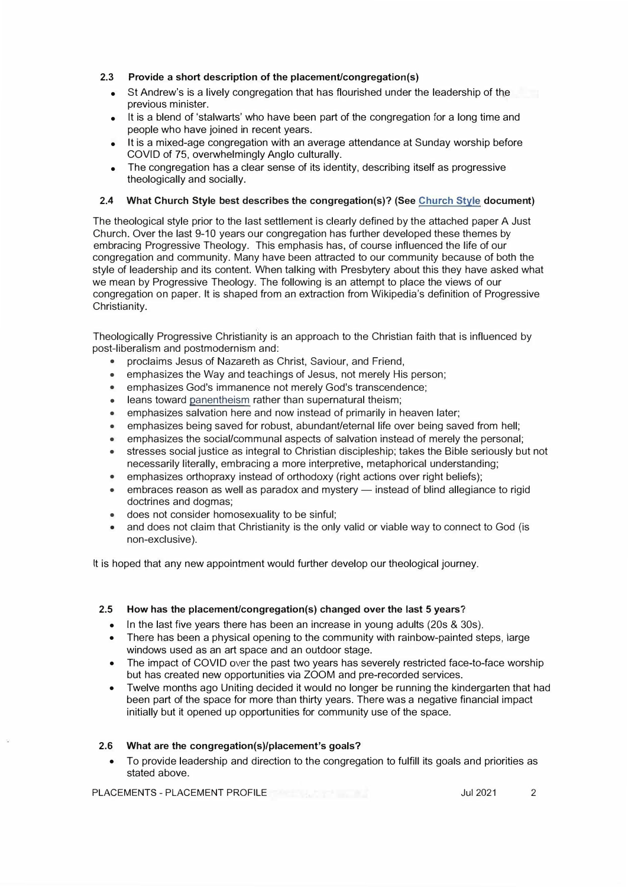### 2.3 Provide a short description of the placement/congregation(s)

- St Andrew's is a lively congregation that has flourished under the leadership of the previous minister.
- It is a blend of 'stalwarts' who have been part of the congregation for a long time and people who have joined in recent years.
- It is a mixed-age congregation with an average attendance at Sunday worship before COVID of 75, overwhelmingly Anglo culturally.
- The congregation has a clear sense of its identity, describing itself as progressive theologically and socially.

### 2.4 What Church Style best describes the congregation(s)? (See Church Style document)

The theological style prior to the last settlement is clearly defined by the attached paper A Just Church. Over the last 9-10 years our congregation has further developed these themes by embracing Progressive Theology. This emphasis has, of course influenced the life of our congregation and community. Many have been attracted to our community because of both the style of leadership and its content. When talking with Presbytery about this they have asked what we mean by Progressive Theology. The following is an attempt to place the views of our congregation on paper. It is shaped from an extraction from Wikipedia's definition of Progressive Christianity.

Theologically Progressive Christianity is an approach to the Christian faith that is influenced by post-liberalism and postmodernism and:

- proclaims Jesus of Nazareth as Christ, Saviour, and Friend,
- emphasizes the Way and teachings of Jesus, not merely His person;
- emphasizes God's immanence not merely God's transcendence;
- leans toward panentheism rather than supernatural theism;
- emphasizes salvation here and now instead of primarily in heaven later;
- emphasizes being saved for robust, abundant/eternal life over being saved from hell;
- emphasizes the social/communal aspects of salvation instead of merely the personal;
- stresses social justice as integral to Christian discipleship; takes the Bible seriously but not necessarily literally, embracing a more interpretive, metaphorical understanding;
- emphasizes orthopraxy instead of orthodoxy (right actions over right beliefs);
- embraces reason as well as paradox and mystery — instead of blind allegiance to rigid doctrines and dogmas;
- does not consider homosexuality to be sinful;
- and does not claim that Christianity is the only valid or viable way to connect to God (is non-exclusive).

It is hoped that any new appointment would further develop our theological journey.

### 2.5 How has the placement/congregation(s) changed over the last 5 years?

- In the last five years there has been an increase in young adults (20s & 30s).
- There has been a physical opening to the community with rainbow-painted steps, large windows used as an art space and an outdoor stage.
- The impact of COVID over the past two years has severely restricted face-to-face worship but has created new opportunities via ZOOM and pre-recorded services.
- Twelve months ago Uniting decided it would no longer be running the kindergarten that had been part of the space for more than thirty years. There was a negative financial impact initially but it opened up opportunities for community use of the space.

### 2.6 What are the congregation(s)/placement's goals?

- To provide leadership and direction to the congregation to fulfill its goals and priorities as stated above.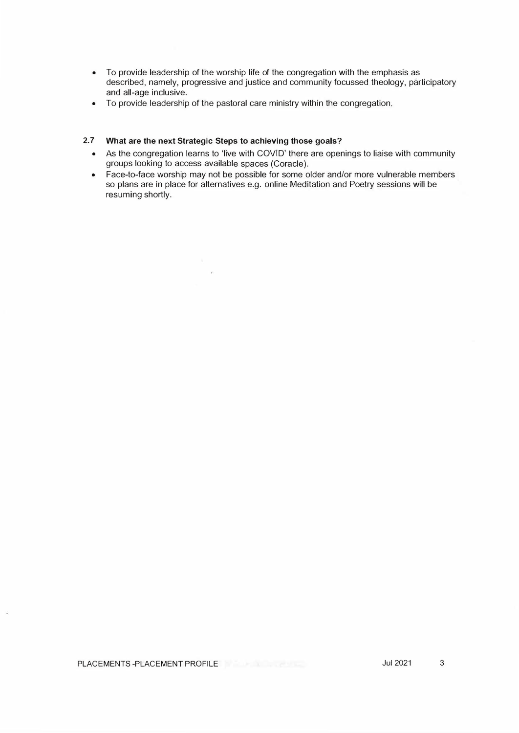- To provide leadership of the worship life of the congregation with the emphasis as described, namely, progressive and justice and community focussed theology, participatory and all-age inclusive.
- To provide leadership of the pastoral care ministry within the congregation.

### 2.7 What are the next Strategic Steps to achieving those goals?

- As the congregation learns to 'live with COVID' there are openings to liaise with community groups looking to access available spaces (Coracle).
- Face-to-face worship may not be possible for some older and/or more vulnerable members so plans are in place for alternatives e.g. online Meditation and Poetry sessions will be resuming shortly.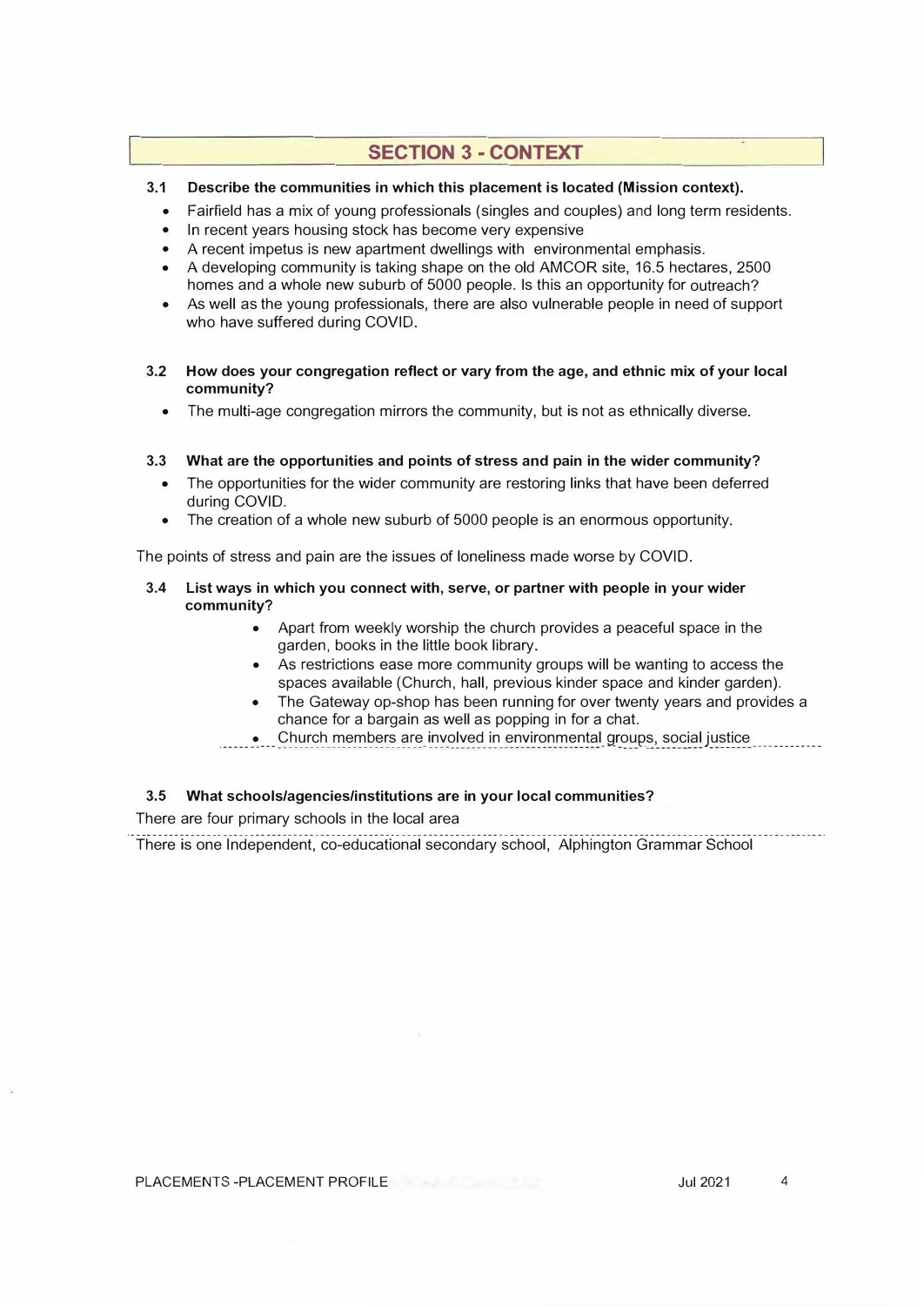## SECTION 3 - CONTEXT

**3.1 Describe the communities in which this placement is located (Mission context).**

- Fairfield has a mix of young professionals (singles and couples) and long term residents.
- In recent years housing stock has become very expensive
- A recent impetus is new apartment dwellings with environmental emphasis.
- A developing community is taking shape on the old AMCOR site, 16.5 hectares, 2500 homes and a whole new suburb of 5000 people. Is this an opportunity for outreach?
- As well as the young professionals, there are also vulnerable people in need of support who have suffered during COVID.

**3.2 How does your congregation reflect or vary from the age, and ethnic mix of your local community?**

- The multi-age congregation mirrors the community, but is not as ethnically diverse.

**3.3 What are the opportunities and points of stress and pain in the wider community?**

- The opportunities for the wider community are restoring links that have been deferred during COVID.
- The creation of a whole new suburb of 5000 people is an enormous opportunity.

The points of stress and pain are the issues of loneliness made worse by COVID.

**3.4 List ways in which you connect with, serve, or partner with people in your wider community?**

- Apart from weekly worship the church provides a peaceful space in the garden, books in the little book library.
- As restrictions ease more community groups will be wanting to access the spaces available (Church, hall, previous kinder space and kinder garden).
- The Gateway op-shop has been running for over twenty years and provides a chance for a bargain as well as popping in for a chat.
- Church members are involved in environmental groups, social justice

**3.5 What schools/agencies/institutions are in your local communities?**

There are four primary schools in the local area

There is one Independent, co-educational secondary school, Alphington Grammar School